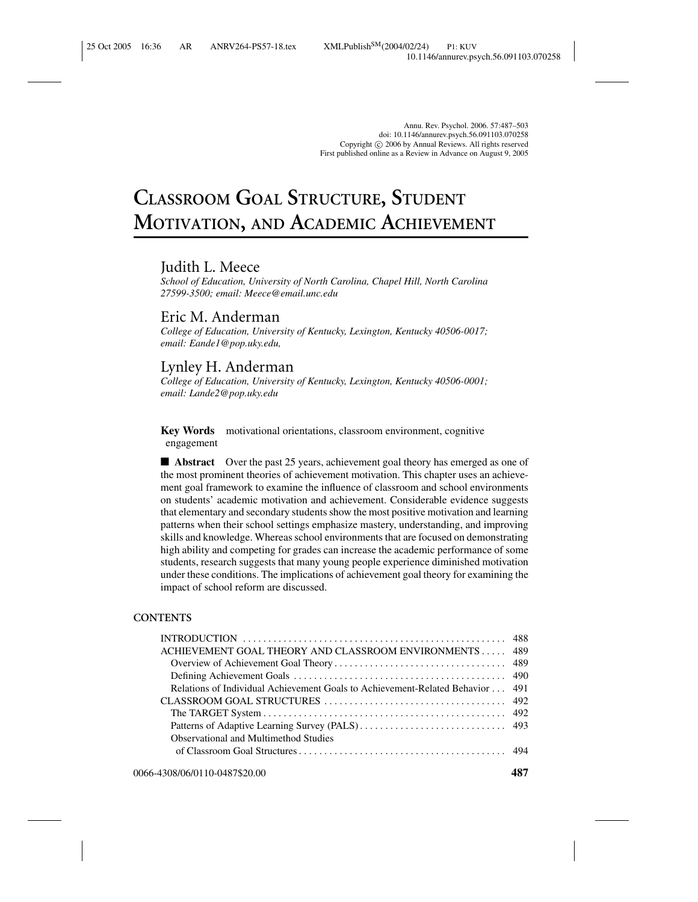Annu. Rev. Psychol. 2006. 57:487–503
doi: 10.1146/annurev.psych.56.091103.070258
Copyright © 2006 by Annual Reviews. All rights reserved
First published online as a Review in Advance on August 9, 2005

# CLASSROOM GOAL STRUCTURE, STUDENT MOTIVATION, AND ACADEMIC ACHIEVEMENT

## Judith L. Meece

*School of Education, University of North Carolina, Chapel Hill, North Carolina 27599-3500; email: Meece@email.unc.edu*

## Eric M. Anderman

*College of Education, University of Kentucky, Lexington, Kentucky 40506-0017; email: Eande1@pop.uky.edu,*

## Lynley H. Anderman

*College of Education, University of Kentucky, Lexington, Kentucky 40506-0001; email: Lande2@pop.uky.edu*

**Key Words** motivational orientations, classroom environment, cognitive engagement

■ **Abstract** Over the past 25 years, achievement goal theory has emerged as one of the most prominent theories of achievement motivation. This chapter uses an achievement goal framework to examine the influence of classroom and school environments on students' academic motivation and achievement. Considerable evidence suggests that elementary and secondary students show the most positive motivation and learning patterns when their school settings emphasize mastery, understanding, and improving skills and knowledge. Whereas school environments that are focused on demonstrating high ability and competing for grades can increase the academic performance of some students, research suggests that many young people experience diminished motivation under these conditions. The implications of achievement goal theory for examining the impact of school reform are discussed.

**CONTENTS**

INTRODUCTION ..................................................... 488
ACHIEVEMENT GOAL THEORY AND CLASSROOM ENVIRONMENTS ..... 489
  Overview of Achievement Goal Theory ................................. 489
  Defining Achievement Goals .......................................... 490
  Relations of Individual Achievement Goals to Achievement-Related Behavior ... 491
CLASSROOM GOAL STRUCTURES ......................................... 492
  The TARGET System ................................................. 492
  Patterns of Adaptive Learning Survey (PALS) ........................... 493
  Observational and Multimethod Studies of Classroom Goal Structures ........................................ 494

0066-4308/06/0110-0487$20.00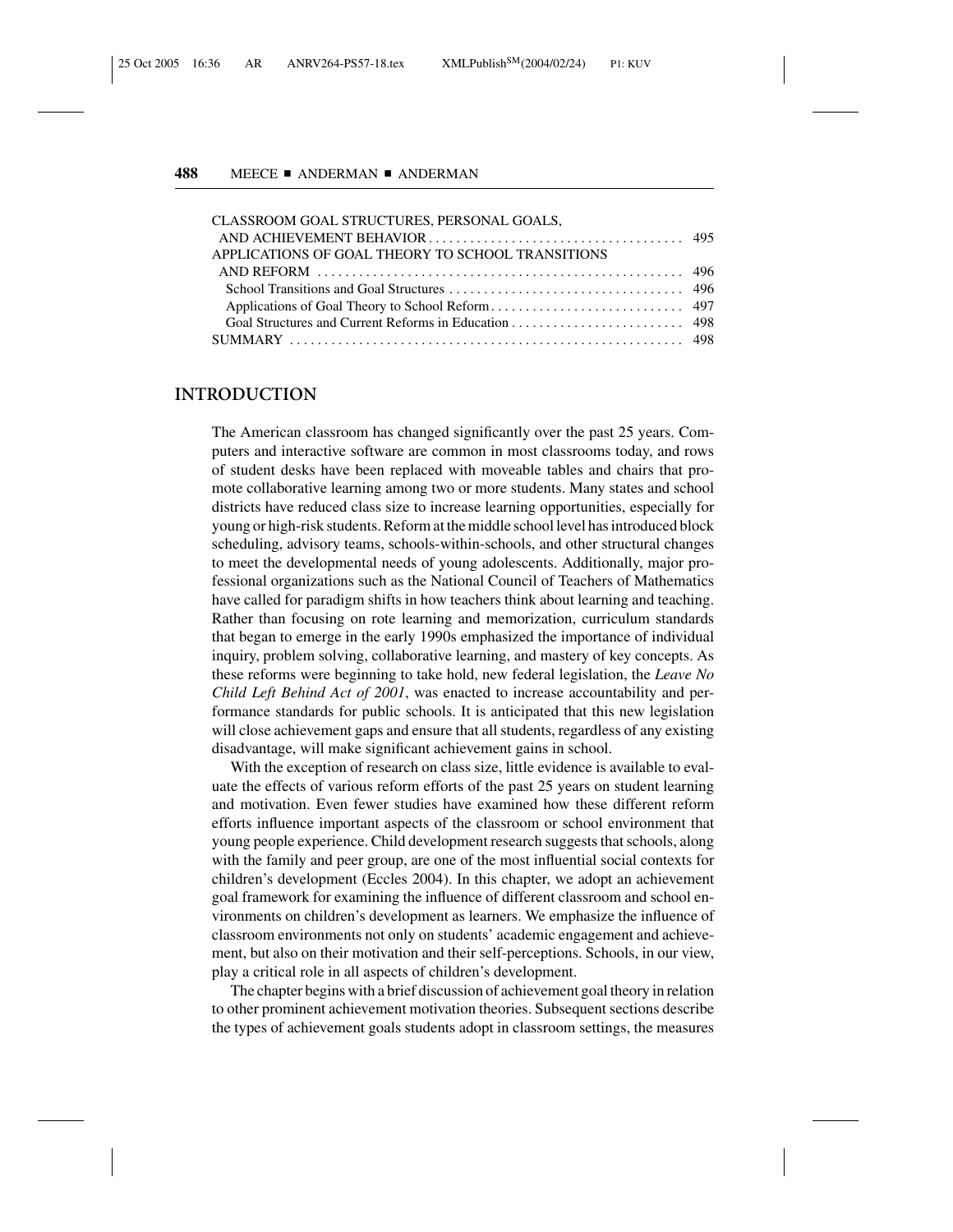CLASSROOM GOAL STRUCTURES, PERSONAL GOALS, AND ACHIEVEMENT BEHAVIOR . . . . . . . . . . . . . . . . . . . . . . . . . . . . . . . . . . . . . 495
APPLICATIONS OF GOAL THEORY TO SCHOOL TRANSITIONS AND REFORM . . . . . . . . . . . . . . . . . . . . . . . . . . . . . . . . . . . . . . . . . . . . . . . . . . . . 496
School Transitions and Goal Structures . . . . . . . . . . . . . . . . . . . . . . . . . . . . . . . . . 496
Applications of Goal Theory to School Reform . . . . . . . . . . . . . . . . . . . . . . . . . . . 497
Goal Structures and Current Reforms in Education . . . . . . . . . . . . . . . . . . . . . . . . 498
SUMMARY . . . . . . . . . . . . . . . . . . . . . . . . . . . . . . . . . . . . . . . . . . . . . . . . . . . . . . . . 498

## INTRODUCTION

The American classroom has changed significantly over the past 25 years. Computers and interactive software are common in most classrooms today, and rows of student desks have been replaced with moveable tables and chairs that promote collaborative learning among two or more students. Many states and school districts have reduced class size to increase learning opportunities, especially for young or high-risk students. Reform at the middle school level has introduced block scheduling, advisory teams, schools-within-schools, and other structural changes to meet the developmental needs of young adolescents. Additionally, major professional organizations such as the National Council of Teachers of Mathematics have called for paradigm shifts in how teachers think about learning and teaching. Rather than focusing on rote learning and memorization, curriculum standards that began to emerge in the early 1990s emphasized the importance of individual inquiry, problem solving, collaborative learning, and mastery of key concepts. As these reforms were beginning to take hold, new federal legislation, the *Leave No Child Left Behind Act of 2001*, was enacted to increase accountability and performance standards for public schools. It is anticipated that this new legislation will close achievement gaps and ensure that all students, regardless of any existing disadvantage, will make significant achievement gains in school.

With the exception of research on class size, little evidence is available to evaluate the effects of various reform efforts of the past 25 years on student learning and motivation. Even fewer studies have examined how these different reform efforts influence important aspects of the classroom or school environment that young people experience. Child development research suggests that schools, along with the family and peer group, are one of the most influential social contexts for children's development (Eccles 2004). In this chapter, we adopt an achievement goal framework for examining the influence of different classroom and school environments on children's development as learners. We emphasize the influence of classroom environments not only on students' academic engagement and achievement, but also on their motivation and their self-perceptions. Schools, in our view, play a critical role in all aspects of children's development.

The chapter begins with a brief discussion of achievement goal theory in relation to other prominent achievement motivation theories. Subsequent sections describe the types of achievement goals students adopt in classroom settings, the measures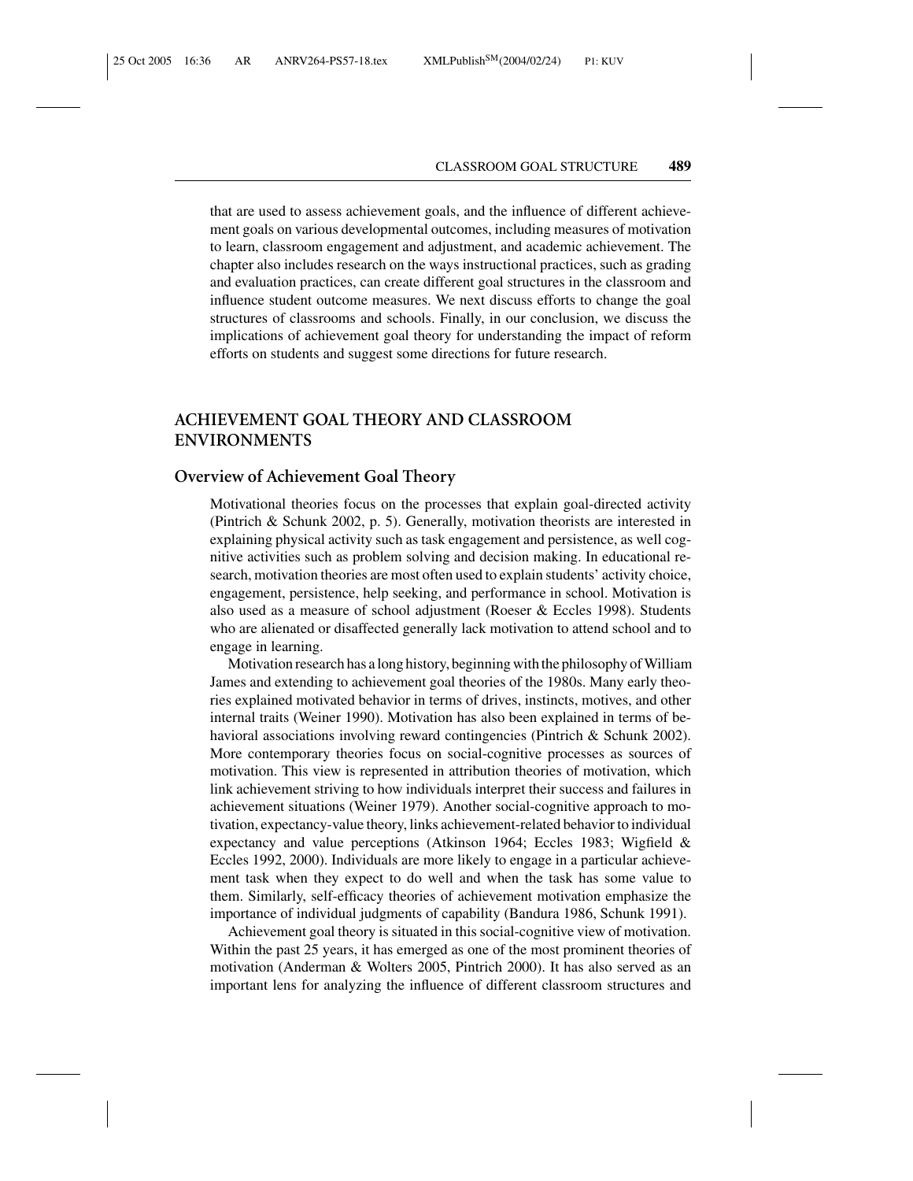that are used to assess achievement goals, and the influence of different achievement goals on various developmental outcomes, including measures of motivation to learn, classroom engagement and adjustment, and academic achievement. The chapter also includes research on the ways instructional practices, such as grading and evaluation practices, can create different goal structures in the classroom and influence student outcome measures. We next discuss efforts to change the goal structures of classrooms and schools. Finally, in our conclusion, we discuss the implications of achievement goal theory for understanding the impact of reform efforts on students and suggest some directions for future research.

## ACHIEVEMENT GOAL THEORY AND CLASSROOM ENVIRONMENTS

### Overview of Achievement Goal Theory

Motivational theories focus on the processes that explain goal-directed activity (Pintrich & Schunk 2002, p. 5). Generally, motivation theorists are interested in explaining physical activity such as task engagement and persistence, as well cognitive activities such as problem solving and decision making. In educational research, motivation theories are most often used to explain students' activity choice, engagement, persistence, help seeking, and performance in school. Motivation is also used as a measure of school adjustment (Roeser & Eccles 1998). Students who are alienated or disaffected generally lack motivation to attend school and to engage in learning.

Motivation research has a long history, beginning with the philosophy of William James and extending to achievement goal theories of the 1980s. Many early theories explained motivated behavior in terms of drives, instincts, motives, and other internal traits (Weiner 1990). Motivation has also been explained in terms of behavioral associations involving reward contingencies (Pintrich & Schunk 2002). More contemporary theories focus on social-cognitive processes as sources of motivation. This view is represented in attribution theories of motivation, which link achievement striving to how individuals interpret their success and failures in achievement situations (Weiner 1979). Another social-cognitive approach to motivation, expectancy-value theory, links achievement-related behavior to individual expectancy and value perceptions (Atkinson 1964; Eccles 1983; Wigfield & Eccles 1992, 2000). Individuals are more likely to engage in a particular achievement task when they expect to do well and when the task has some value to them. Similarly, self-efficacy theories of achievement motivation emphasize the importance of individual judgments of capability (Bandura 1986, Schunk 1991).

Achievement goal theory is situated in this social-cognitive view of motivation. Within the past 25 years, it has emerged as one of the most prominent theories of motivation (Anderman & Wolters 2005, Pintrich 2000). It has also served as an important lens for analyzing the influence of different classroom structures and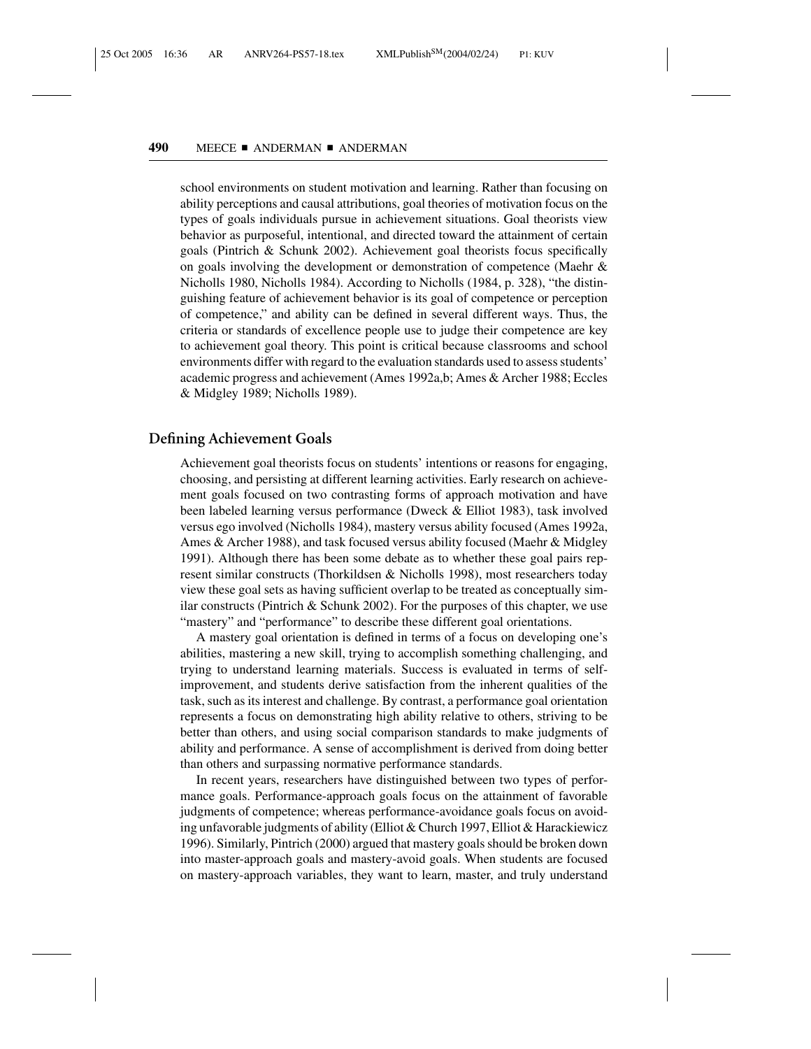school environments on student motivation and learning. Rather than focusing on ability perceptions and causal attributions, goal theories of motivation focus on the types of goals individuals pursue in achievement situations. Goal theorists view behavior as purposeful, intentional, and directed toward the attainment of certain goals (Pintrich & Schunk 2002). Achievement goal theorists focus specifically on goals involving the development or demonstration of competence (Maehr & Nicholls 1980, Nicholls 1984). According to Nicholls (1984, p. 328), "the distinguishing feature of achievement behavior is its goal of competence or perception of competence," and ability can be defined in several different ways. Thus, the criteria or standards of excellence people use to judge their competence are key to achievement goal theory. This point is critical because classrooms and school environments differ with regard to the evaluation standards used to assess students' academic progress and achievement (Ames 1992a,b; Ames & Archer 1988; Eccles & Midgley 1989; Nicholls 1989).

## Defining Achievement Goals

Achievement goal theorists focus on students' intentions or reasons for engaging, choosing, and persisting at different learning activities. Early research on achievement goals focused on two contrasting forms of approach motivation and have been labeled learning versus performance (Dweck & Elliot 1983), task involved versus ego involved (Nicholls 1984), mastery versus ability focused (Ames 1992a, Ames & Archer 1988), and task focused versus ability focused (Maehr & Midgley 1991). Although there has been some debate as to whether these goal pairs represent similar constructs (Thorkildsen & Nicholls 1998), most researchers today view these goal sets as having sufficient overlap to be treated as conceptually similar constructs (Pintrich & Schunk 2002). For the purposes of this chapter, we use "mastery" and "performance" to describe these different goal orientations.

A mastery goal orientation is defined in terms of a focus on developing one's abilities, mastering a new skill, trying to accomplish something challenging, and trying to understand learning materials. Success is evaluated in terms of self-improvement, and students derive satisfaction from the inherent qualities of the task, such as its interest and challenge. By contrast, a performance goal orientation represents a focus on demonstrating high ability relative to others, striving to be better than others, and using social comparison standards to make judgments of ability and performance. A sense of accomplishment is derived from doing better than others and surpassing normative performance standards.

In recent years, researchers have distinguished between two types of performance goals. Performance-approach goals focus on the attainment of favorable judgments of competence; whereas performance-avoidance goals focus on avoiding unfavorable judgments of ability (Elliot & Church 1997, Elliot & Harackiewicz 1996). Similarly, Pintrich (2000) argued that mastery goals should be broken down into master-approach goals and mastery-avoid goals. When students are focused on mastery-approach variables, they want to learn, master, and truly understand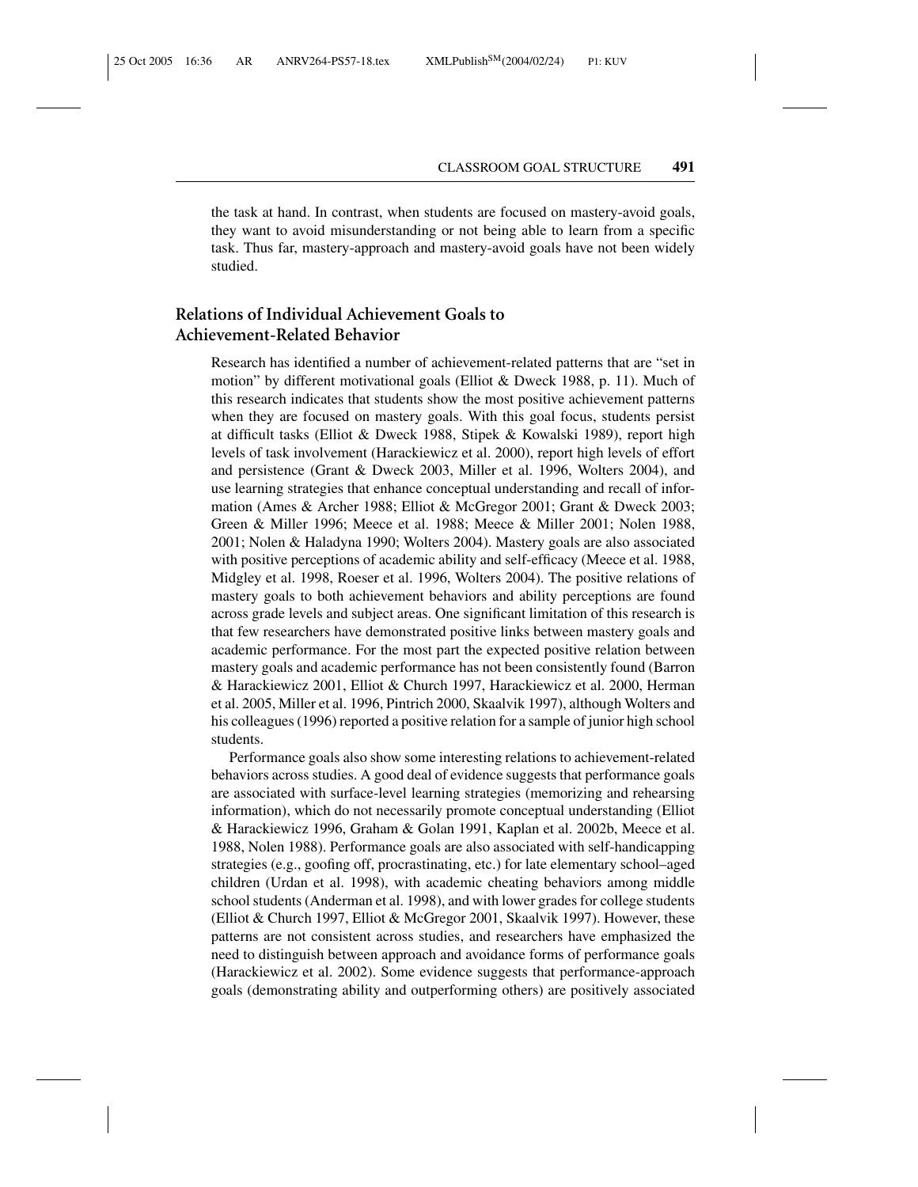the task at hand. In contrast, when students are focused on mastery-avoid goals, they want to avoid misunderstanding or not being able to learn from a specific task. Thus far, mastery-approach and mastery-avoid goals have not been widely studied.

## Relations of Individual Achievement Goals to Achievement-Related Behavior

Research has identified a number of achievement-related patterns that are "set in motion" by different motivational goals (Elliot & Dweck 1988, p. 11). Much of this research indicates that students show the most positive achievement patterns when they are focused on mastery goals. With this goal focus, students persist at difficult tasks (Elliot & Dweck 1988, Stipek & Kowalski 1989), report high levels of task involvement (Harackiewicz et al. 2000), report high levels of effort and persistence (Grant & Dweck 2003, Miller et al. 1996, Wolters 2004), and use learning strategies that enhance conceptual understanding and recall of information (Ames & Archer 1988; Elliot & McGregor 2001; Grant & Dweck 2003; Green & Miller 1996; Meece et al. 1988; Meece & Miller 2001; Nolen 1988, 2001; Nolen & Haladyna 1990; Wolters 2004). Mastery goals are also associated with positive perceptions of academic ability and self-efficacy (Meece et al. 1988, Midgley et al. 1998, Roeser et al. 1996, Wolters 2004). The positive relations of mastery goals to both achievement behaviors and ability perceptions are found across grade levels and subject areas. One significant limitation of this research is that few researchers have demonstrated positive links between mastery goals and academic performance. For the most part the expected positive relation between mastery goals and academic performance has not been consistently found (Barron & Harackiewicz 2001, Elliot & Church 1997, Harackiewicz et al. 2000, Herman et al. 2005, Miller et al. 1996, Pintrich 2000, Skaalvik 1997), although Wolters and his colleagues (1996) reported a positive relation for a sample of junior high school students.

Performance goals also show some interesting relations to achievement-related behaviors across studies. A good deal of evidence suggests that performance goals are associated with surface-level learning strategies (memorizing and rehearsing information), which do not necessarily promote conceptual understanding (Elliot & Harackiewicz 1996, Graham & Golan 1991, Kaplan et al. 2002b, Meece et al. 1988, Nolen 1988). Performance goals are also associated with self-handicapping strategies (e.g., goofing off, procrastinating, etc.) for late elementary school–aged children (Urdan et al. 1998), with academic cheating behaviors among middle school students (Anderman et al. 1998), and with lower grades for college students (Elliot & Church 1997, Elliot & McGregor 2001, Skaalvik 1997). However, these patterns are not consistent across studies, and researchers have emphasized the need to distinguish between approach and avoidance forms of performance goals (Harackiewicz et al. 2002). Some evidence suggests that performance-approach goals (demonstrating ability and outperforming others) are positively associated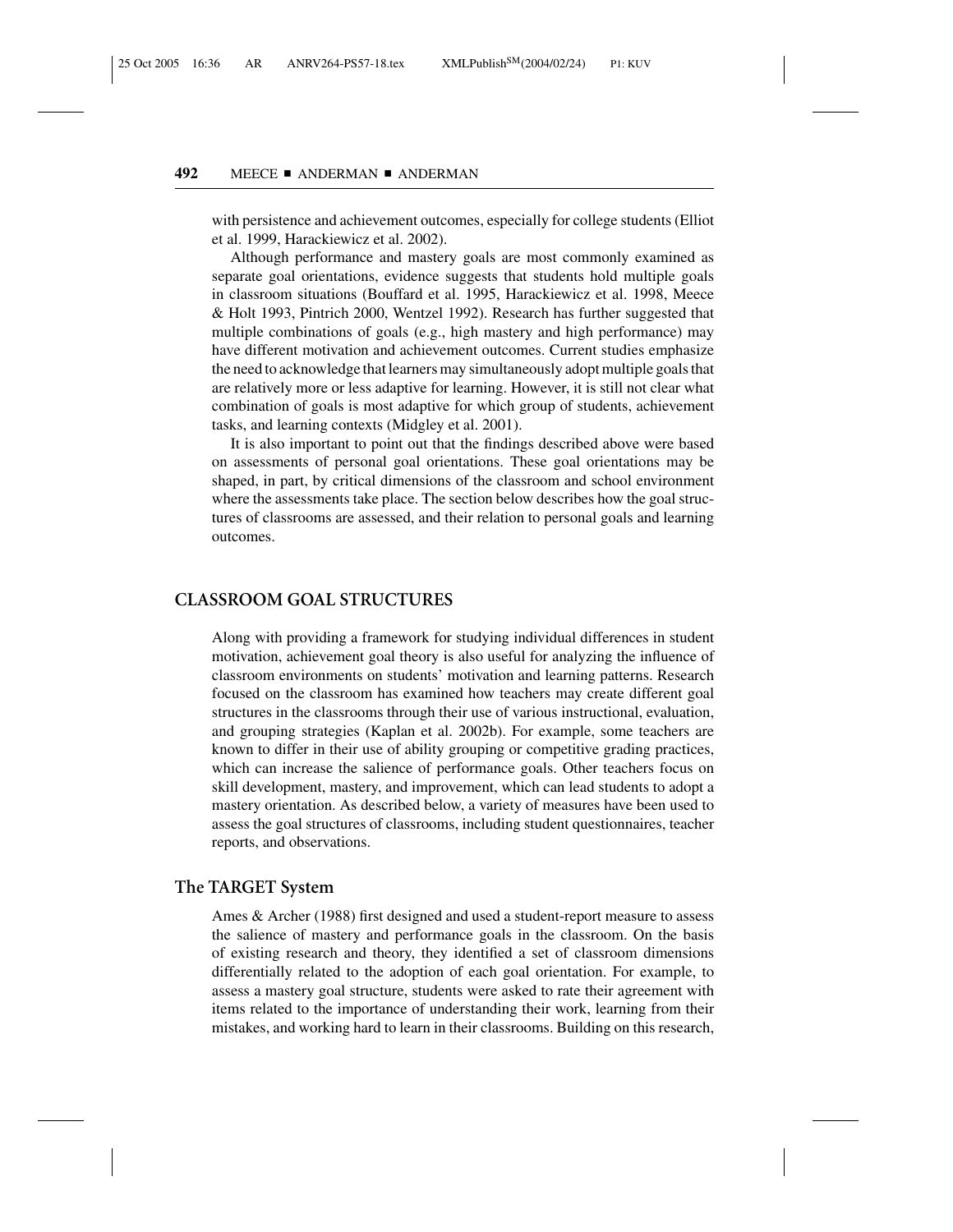with persistence and achievement outcomes, especially for college students (Elliot et al. 1999, Harackiewicz et al. 2002).

Although performance and mastery goals are most commonly examined as separate goal orientations, evidence suggests that students hold multiple goals in classroom situations (Bouffard et al. 1995, Harackiewicz et al. 1998, Meece & Holt 1993, Pintrich 2000, Wentzel 1992). Research has further suggested that multiple combinations of goals (e.g., high mastery and high performance) may have different motivation and achievement outcomes. Current studies emphasize the need to acknowledge that learners may simultaneously adopt multiple goals that are relatively more or less adaptive for learning. However, it is still not clear what combination of goals is most adaptive for which group of students, achievement tasks, and learning contexts (Midgley et al. 2001).

It is also important to point out that the findings described above were based on assessments of personal goal orientations. These goal orientations may be shaped, in part, by critical dimensions of the classroom and school environment where the assessments take place. The section below describes how the goal structures of classrooms are assessed, and their relation to personal goals and learning outcomes.

## CLASSROOM GOAL STRUCTURES

Along with providing a framework for studying individual differences in student motivation, achievement goal theory is also useful for analyzing the influence of classroom environments on students' motivation and learning patterns. Research focused on the classroom has examined how teachers may create different goal structures in the classrooms through their use of various instructional, evaluation, and grouping strategies (Kaplan et al. 2002b). For example, some teachers are known to differ in their use of ability grouping or competitive grading practices, which can increase the salience of performance goals. Other teachers focus on skill development, mastery, and improvement, which can lead students to adopt a mastery orientation. As described below, a variety of measures have been used to assess the goal structures of classrooms, including student questionnaires, teacher reports, and observations.

### The TARGET System

Ames & Archer (1988) first designed and used a student-report measure to assess the salience of mastery and performance goals in the classroom. On the basis of existing research and theory, they identified a set of classroom dimensions differentially related to the adoption of each goal orientation. For example, to assess a mastery goal structure, students were asked to rate their agreement with items related to the importance of understanding their work, learning from their mistakes, and working hard to learn in their classrooms. Building on this research,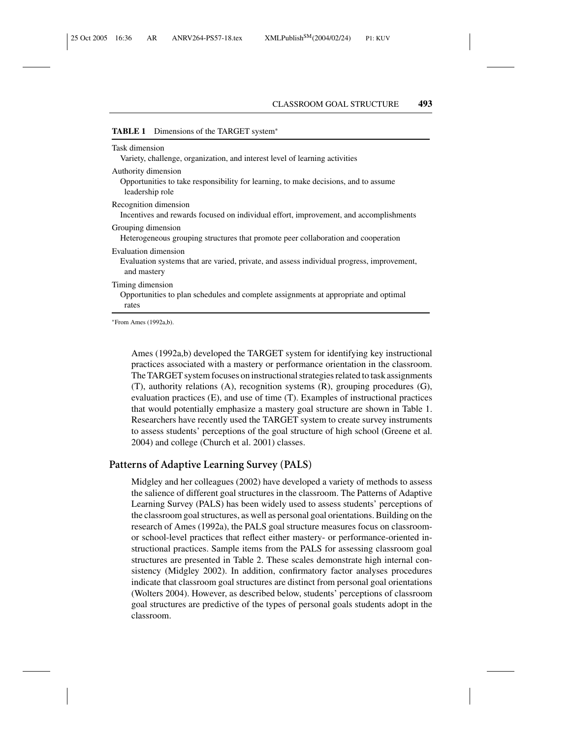**TABLE 1** Dimensions of the TARGET system*

| Dimension | Description |
|---|---|
| Task dimension | Variety, challenge, organization, and interest level of learning activities |
| Authority dimension | Opportunities to take responsibility for learning, to make decisions, and to assume leadership role |
| Recognition dimension | Incentives and rewards focused on individual effort, improvement, and accomplishments |
| Grouping dimension | Heterogeneous grouping structures that promote peer collaboration and cooperation |
| Evaluation dimension | Evaluation systems that are varied, private, and assess individual progress, improvement, and mastery |
| Timing dimension | Opportunities to plan schedules and complete assignments at appropriate and optimal rates |

*From Ames (1992a,b).

Ames (1992a,b) developed the TARGET system for identifying key instructional practices associated with a mastery or performance orientation in the classroom. The TARGET system focuses on instructional strategies related to task assignments (T), authority relations (A), recognition systems (R), grouping procedures (G), evaluation practices (E), and use of time (T). Examples of instructional practices that would potentially emphasize a mastery goal structure are shown in Table 1. Researchers have recently used the TARGET system to create survey instruments to assess students' perceptions of the goal structure of high school (Greene et al. 2004) and college (Church et al. 2001) classes.

## Patterns of Adaptive Learning Survey (PALS)

Midgley and her colleagues (2002) have developed a variety of methods to assess the salience of different goal structures in the classroom. The Patterns of Adaptive Learning Survey (PALS) has been widely used to assess students' perceptions of the classroom goal structures, as well as personal goal orientations. Building on the research of Ames (1992a), the PALS goal structure measures focus on classroom- or school-level practices that reflect either mastery- or performance-oriented instructional practices. Sample items from the PALS for assessing classroom goal structures are presented in Table 2. These scales demonstrate high internal consistency (Midgley 2002). In addition, confirmatory factor analyses procedures indicate that classroom goal structures are distinct from personal goal orientations (Wolters 2004). However, as described below, students' perceptions of classroom goal structures are predictive of the types of personal goals students adopt in the classroom.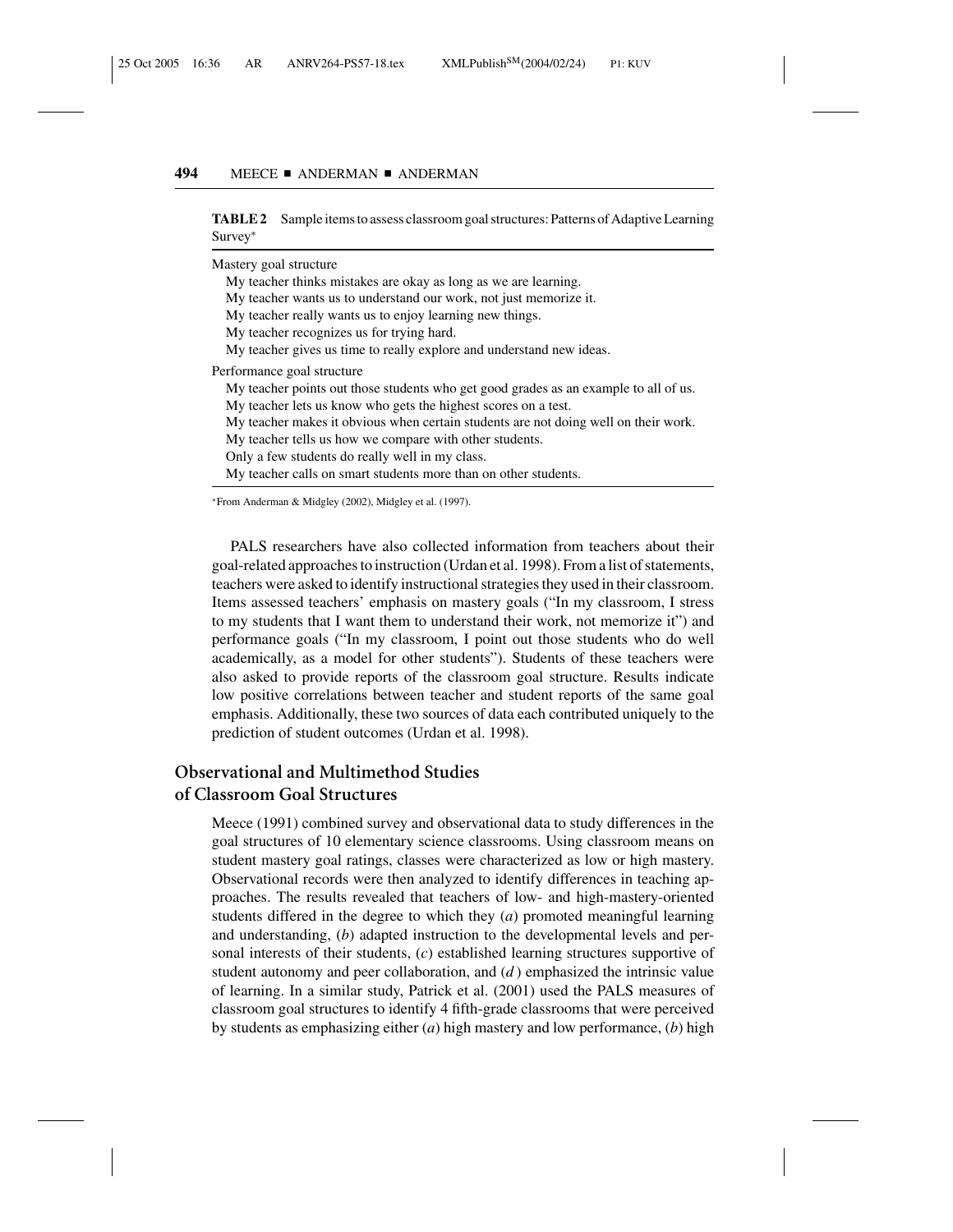**TABLE 2** Sample items to assess classroom goal structures: Patterns of Adaptive Learning Survey*

| | |
|---|---|
| Mastery goal structure | |
| | My teacher thinks mistakes are okay as long as we are learning. |
| | My teacher wants us to understand our work, not just memorize it. |
| | My teacher really wants us to enjoy learning new things. |
| | My teacher recognizes us for trying hard. |
| | My teacher gives us time to really explore and understand new ideas. |
| Performance goal structure | |
| | My teacher points out those students who get good grades as an example to all of us. |
| | My teacher lets us know who gets the highest scores on a test. |
| | My teacher makes it obvious when certain students are not doing well on their work. |
| | My teacher tells us how we compare with other students. |
| | Only a few students do really well in my class. |
| | My teacher calls on smart students more than on other students. |

*From Anderman & Midgley (2002), Midgley et al. (1997).

PALS researchers have also collected information from teachers about their goal-related approaches to instruction (Urdan et al. 1998). From a list of statements, teachers were asked to identify instructional strategies they used in their classroom. Items assessed teachers' emphasis on mastery goals ("In my classroom, I stress to my students that I want them to understand their work, not memorize it") and performance goals ("In my classroom, I point out those students who do well academically, as a model for other students"). Students of these teachers were also asked to provide reports of the classroom goal structure. Results indicate low positive correlations between teacher and student reports of the same goal emphasis. Additionally, these two sources of data each contributed uniquely to the prediction of student outcomes (Urdan et al. 1998).

## Observational and Multimethod Studies of Classroom Goal Structures

Meece (1991) combined survey and observational data to study differences in the goal structures of 10 elementary science classrooms. Using classroom means on student mastery goal ratings, classes were characterized as low or high mastery. Observational records were then analyzed to identify differences in teaching approaches. The results revealed that teachers of low- and high-mastery-oriented students differed in the degree to which they (*a*) promoted meaningful learning and understanding, (*b*) adapted instruction to the developmental levels and personal interests of their students, (*c*) established learning structures supportive of student autonomy and peer collaboration, and (*d*) emphasized the intrinsic value of learning. In a similar study, Patrick et al. (2001) used the PALS measures of classroom goal structures to identify 4 fifth-grade classrooms that were perceived by students as emphasizing either (*a*) high mastery and low performance, (*b*) high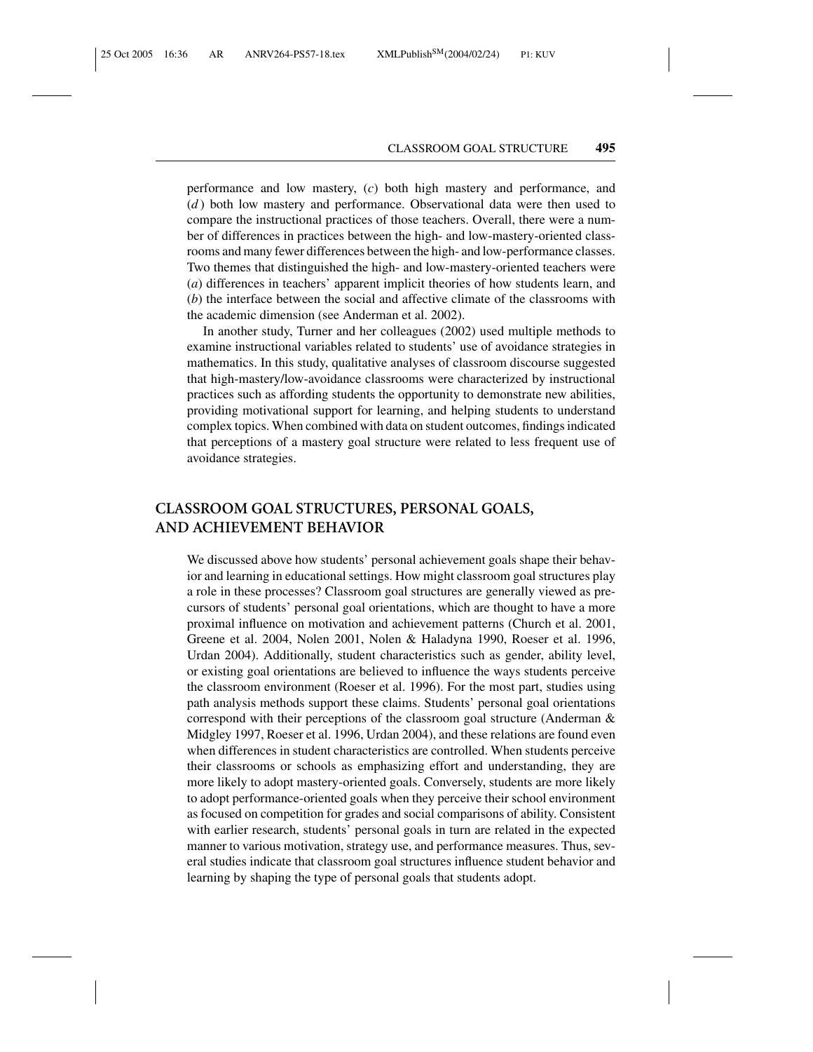performance and low mastery, (*c*) both high mastery and performance, and (*d*) both low mastery and performance. Observational data were then used to compare the instructional practices of those teachers. Overall, there were a number of differences in practices between the high- and low-mastery-oriented classrooms and many fewer differences between the high- and low-performance classes. Two themes that distinguished the high- and low-mastery-oriented teachers were (*a*) differences in teachers' apparent implicit theories of how students learn, and (*b*) the interface between the social and affective climate of the classrooms with the academic dimension (see Anderman et al. 2002).

In another study, Turner and her colleagues (2002) used multiple methods to examine instructional variables related to students' use of avoidance strategies in mathematics. In this study, qualitative analyses of classroom discourse suggested that high-mastery/low-avoidance classrooms were characterized by instructional practices such as affording students the opportunity to demonstrate new abilities, providing motivational support for learning, and helping students to understand complex topics. When combined with data on student outcomes, findings indicated that perceptions of a mastery goal structure were related to less frequent use of avoidance strategies.

## CLASSROOM GOAL STRUCTURES, PERSONAL GOALS, AND ACHIEVEMENT BEHAVIOR

We discussed above how students' personal achievement goals shape their behavior and learning in educational settings. How might classroom goal structures play a role in these processes? Classroom goal structures are generally viewed as precursors of students' personal goal orientations, which are thought to have a more proximal influence on motivation and achievement patterns (Church et al. 2001, Greene et al. 2004, Nolen 2001, Nolen & Haladyna 1990, Roeser et al. 1996, Urdan 2004). Additionally, student characteristics such as gender, ability level, or existing goal orientations are believed to influence the ways students perceive the classroom environment (Roeser et al. 1996). For the most part, studies using path analysis methods support these claims. Students' personal goal orientations correspond with their perceptions of the classroom goal structure (Anderman & Midgley 1997, Roeser et al. 1996, Urdan 2004), and these relations are found even when differences in student characteristics are controlled. When students perceive their classrooms or schools as emphasizing effort and understanding, they are more likely to adopt mastery-oriented goals. Conversely, students are more likely to adopt performance-oriented goals when they perceive their school environment as focused on competition for grades and social comparisons of ability. Consistent with earlier research, students' personal goals in turn are related in the expected manner to various motivation, strategy use, and performance measures. Thus, several studies indicate that classroom goal structures influence student behavior and learning by shaping the type of personal goals that students adopt.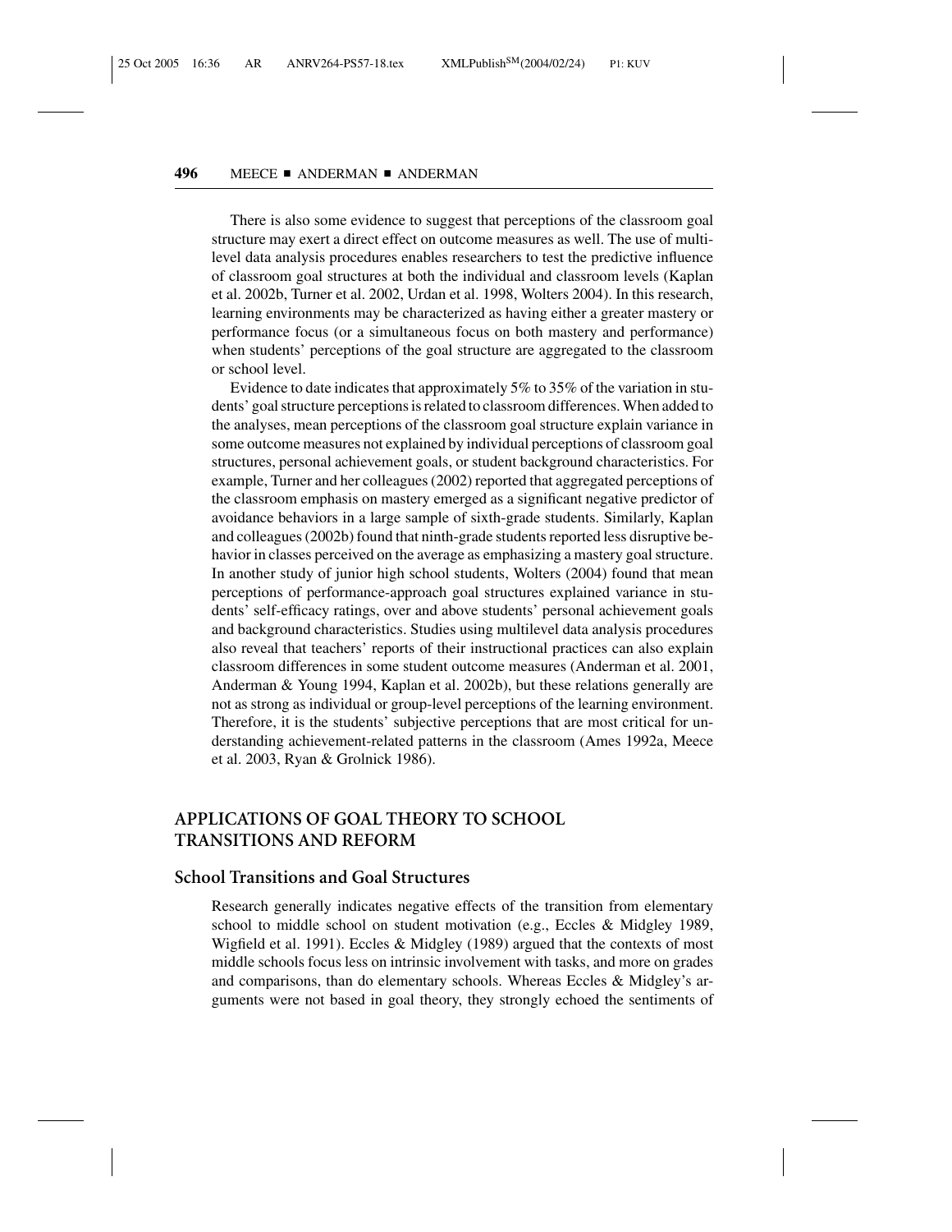There is also some evidence to suggest that perceptions of the classroom goal structure may exert a direct effect on outcome measures as well. The use of multilevel data analysis procedures enables researchers to test the predictive influence of classroom goal structures at both the individual and classroom levels (Kaplan et al. 2002b, Turner et al. 2002, Urdan et al. 1998, Wolters 2004). In this research, learning environments may be characterized as having either a greater mastery or performance focus (or a simultaneous focus on both mastery and performance) when students' perceptions of the goal structure are aggregated to the classroom or school level.

Evidence to date indicates that approximately 5% to 35% of the variation in students' goal structure perceptions is related to classroom differences. When added to the analyses, mean perceptions of the classroom goal structure explain variance in some outcome measures not explained by individual perceptions of classroom goal structures, personal achievement goals, or student background characteristics. For example, Turner and her colleagues (2002) reported that aggregated perceptions of the classroom emphasis on mastery emerged as a significant negative predictor of avoidance behaviors in a large sample of sixth-grade students. Similarly, Kaplan and colleagues (2002b) found that ninth-grade students reported less disruptive behavior in classes perceived on the average as emphasizing a mastery goal structure. In another study of junior high school students, Wolters (2004) found that mean perceptions of performance-approach goal structures explained variance in students' self-efficacy ratings, over and above students' personal achievement goals and background characteristics. Studies using multilevel data analysis procedures also reveal that teachers' reports of their instructional practices can also explain classroom differences in some student outcome measures (Anderman et al. 2001, Anderman & Young 1994, Kaplan et al. 2002b), but these relations generally are not as strong as individual or group-level perceptions of the learning environment. Therefore, it is the students' subjective perceptions that are most critical for understanding achievement-related patterns in the classroom (Ames 1992a, Meece et al. 2003, Ryan & Grolnick 1986).

## APPLICATIONS OF GOAL THEORY TO SCHOOL TRANSITIONS AND REFORM

### School Transitions and Goal Structures

Research generally indicates negative effects of the transition from elementary school to middle school on student motivation (e.g., Eccles & Midgley 1989, Wigfield et al. 1991). Eccles & Midgley (1989) argued that the contexts of most middle schools focus less on intrinsic involvement with tasks, and more on grades and comparisons, than do elementary schools. Whereas Eccles & Midgley's arguments were not based in goal theory, they strongly echoed the sentiments of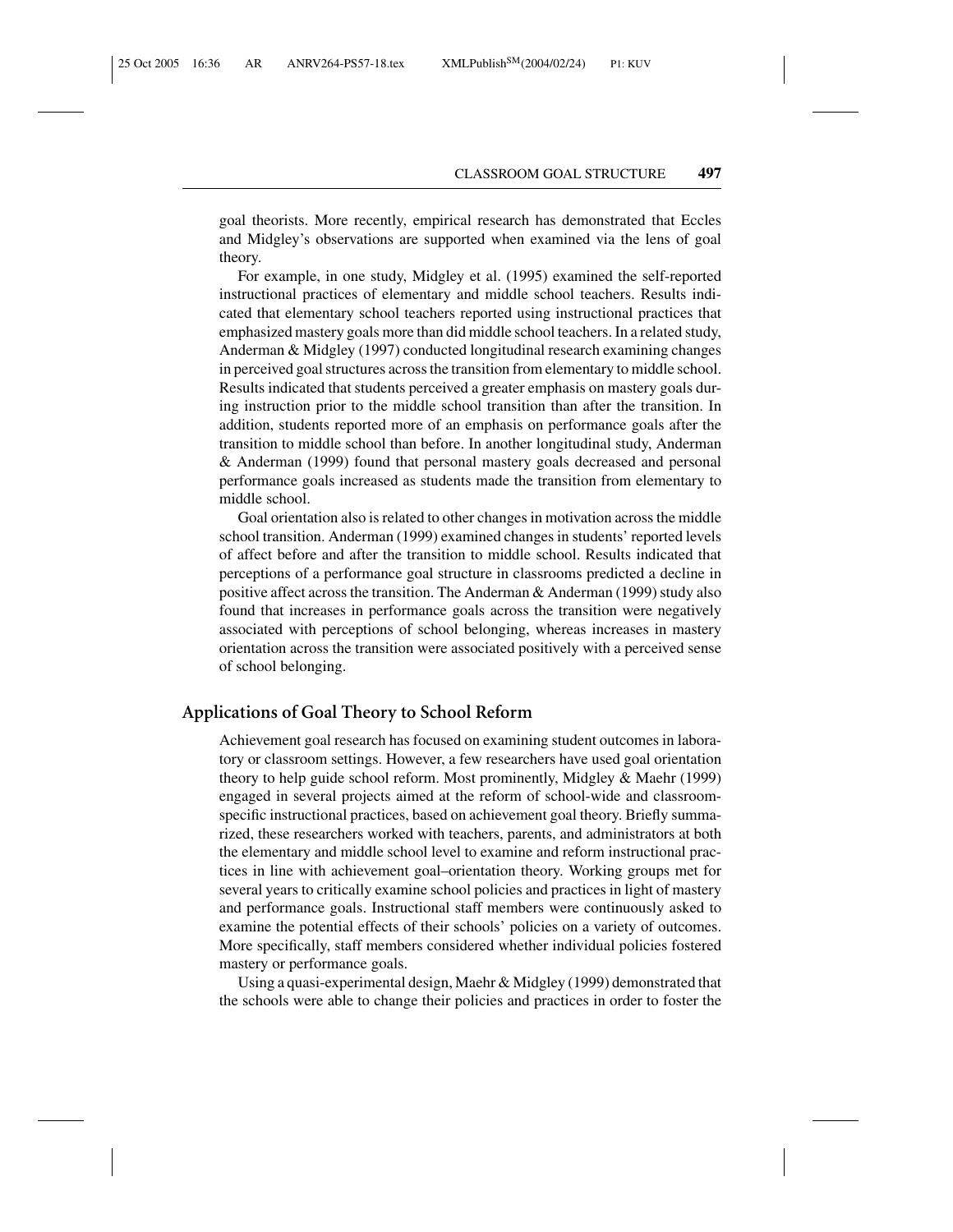goal theorists. More recently, empirical research has demonstrated that Eccles and Midgley's observations are supported when examined via the lens of goal theory.

For example, in one study, Midgley et al. (1995) examined the self-reported instructional practices of elementary and middle school teachers. Results indicated that elementary school teachers reported using instructional practices that emphasized mastery goals more than did middle school teachers. In a related study, Anderman & Midgley (1997) conducted longitudinal research examining changes in perceived goal structures across the transition from elementary to middle school. Results indicated that students perceived a greater emphasis on mastery goals during instruction prior to the middle school transition than after the transition. In addition, students reported more of an emphasis on performance goals after the transition to middle school than before. In another longitudinal study, Anderman & Anderman (1999) found that personal mastery goals decreased and personal performance goals increased as students made the transition from elementary to middle school.

Goal orientation also is related to other changes in motivation across the middle school transition. Anderman (1999) examined changes in students' reported levels of affect before and after the transition to middle school. Results indicated that perceptions of a performance goal structure in classrooms predicted a decline in positive affect across the transition. The Anderman & Anderman (1999) study also found that increases in performance goals across the transition were negatively associated with perceptions of school belonging, whereas increases in mastery orientation across the transition were associated positively with a perceived sense of school belonging.

## Applications of Goal Theory to School Reform

Achievement goal research has focused on examining student outcomes in laboratory or classroom settings. However, a few researchers have used goal orientation theory to help guide school reform. Most prominently, Midgley & Maehr (1999) engaged in several projects aimed at the reform of school-wide and classroom-specific instructional practices, based on achievement goal theory. Briefly summarized, these researchers worked with teachers, parents, and administrators at both the elementary and middle school level to examine and reform instructional practices in line with achievement goal–orientation theory. Working groups met for several years to critically examine school policies and practices in light of mastery and performance goals. Instructional staff members were continuously asked to examine the potential effects of their schools' policies on a variety of outcomes. More specifically, staff members considered whether individual policies fostered mastery or performance goals.

Using a quasi-experimental design, Maehr & Midgley (1999) demonstrated that the schools were able to change their policies and practices in order to foster the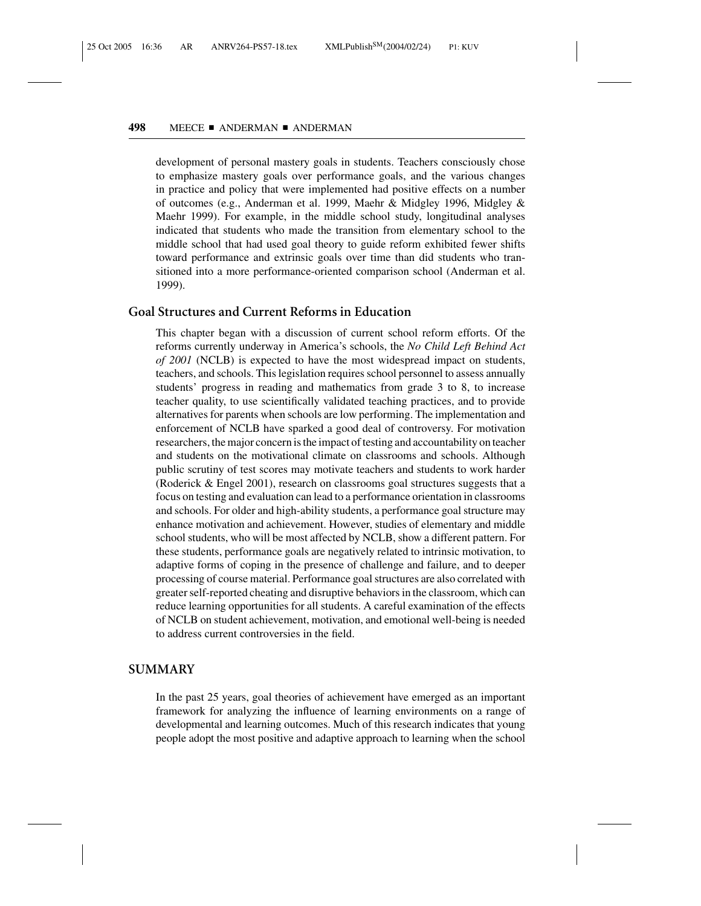development of personal mastery goals in students. Teachers consciously chose to emphasize mastery goals over performance goals, and the various changes in practice and policy that were implemented had positive effects on a number of outcomes (e.g., Anderman et al. 1999, Maehr & Midgley 1996, Midgley & Maehr 1999). For example, in the middle school study, longitudinal analyses indicated that students who made the transition from elementary school to the middle school that had used goal theory to guide reform exhibited fewer shifts toward performance and extrinsic goals over time than did students who transitioned into a more performance-oriented comparison school (Anderman et al. 1999).

### Goal Structures and Current Reforms in Education

This chapter began with a discussion of current school reform efforts. Of the reforms currently underway in America's schools, the *No Child Left Behind Act of 2001* (NCLB) is expected to have the most widespread impact on students, teachers, and schools. This legislation requires school personnel to assess annually students' progress in reading and mathematics from grade 3 to 8, to increase teacher quality, to use scientifically validated teaching practices, and to provide alternatives for parents when schools are low performing. The implementation and enforcement of NCLB have sparked a good deal of controversy. For motivation researchers, the major concern is the impact of testing and accountability on teacher and students on the motivational climate on classrooms and schools. Although public scrutiny of test scores may motivate teachers and students to work harder (Roderick & Engel 2001), research on classrooms goal structures suggests that a focus on testing and evaluation can lead to a performance orientation in classrooms and schools. For older and high-ability students, a performance goal structure may enhance motivation and achievement. However, studies of elementary and middle school students, who will be most affected by NCLB, show a different pattern. For these students, performance goals are negatively related to intrinsic motivation, to adaptive forms of coping in the presence of challenge and failure, and to deeper processing of course material. Performance goal structures are also correlated with greater self-reported cheating and disruptive behaviors in the classroom, which can reduce learning opportunities for all students. A careful examination of the effects of NCLB on student achievement, motivation, and emotional well-being is needed to address current controversies in the field.

## SUMMARY

In the past 25 years, goal theories of achievement have emerged as an important framework for analyzing the influence of learning environments on a range of developmental and learning outcomes. Much of this research indicates that young people adopt the most positive and adaptive approach to learning when the school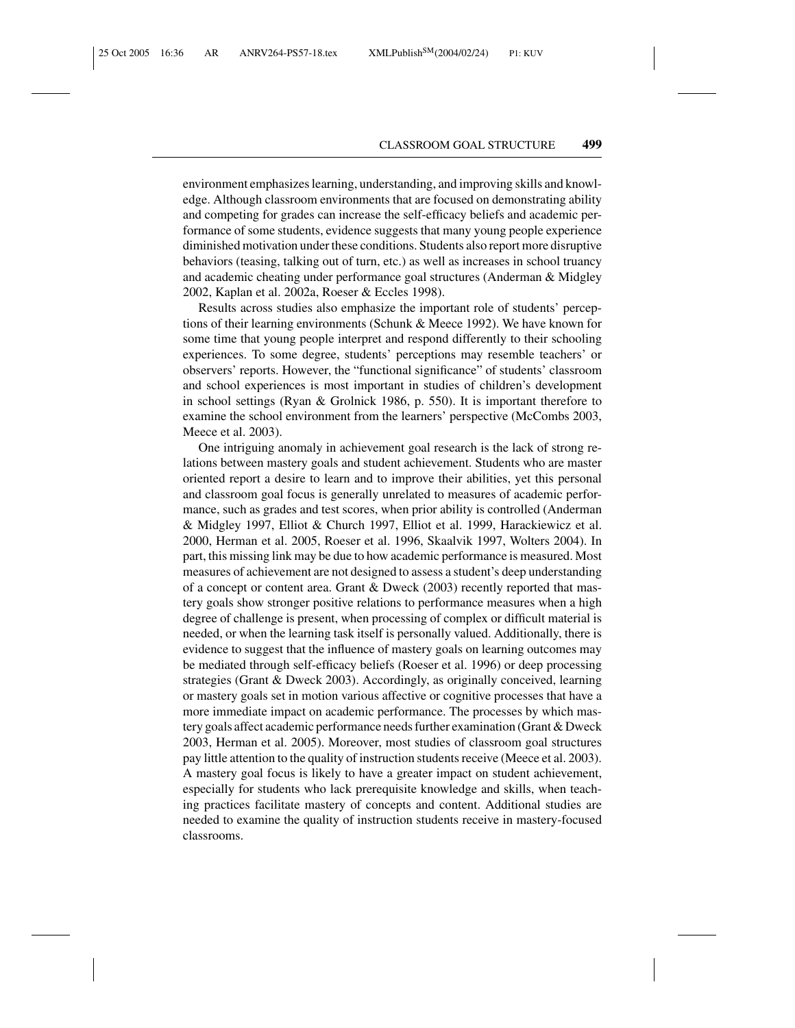environment emphasizes learning, understanding, and improving skills and knowledge. Although classroom environments that are focused on demonstrating ability and competing for grades can increase the self-efficacy beliefs and academic performance of some students, evidence suggests that many young people experience diminished motivation under these conditions. Students also report more disruptive behaviors (teasing, talking out of turn, etc.) as well as increases in school truancy and academic cheating under performance goal structures (Anderman & Midgley 2002, Kaplan et al. 2002a, Roeser & Eccles 1998).

Results across studies also emphasize the important role of students' perceptions of their learning environments (Schunk & Meece 1992). We have known for some time that young people interpret and respond differently to their schooling experiences. To some degree, students' perceptions may resemble teachers' or observers' reports. However, the "functional significance" of students' classroom and school experiences is most important in studies of children's development in school settings (Ryan & Grolnick 1986, p. 550). It is important therefore to examine the school environment from the learners' perspective (McCombs 2003, Meece et al. 2003).

One intriguing anomaly in achievement goal research is the lack of strong relations between mastery goals and student achievement. Students who are master oriented report a desire to learn and to improve their abilities, yet this personal and classroom goal focus is generally unrelated to measures of academic performance, such as grades and test scores, when prior ability is controlled (Anderman & Midgley 1997, Elliot & Church 1997, Elliot et al. 1999, Harackiewicz et al. 2000, Herman et al. 2005, Roeser et al. 1996, Skaalvik 1997, Wolters 2004). In part, this missing link may be due to how academic performance is measured. Most measures of achievement are not designed to assess a student's deep understanding of a concept or content area. Grant & Dweck (2003) recently reported that mastery goals show stronger positive relations to performance measures when a high degree of challenge is present, when processing of complex or difficult material is needed, or when the learning task itself is personally valued. Additionally, there is evidence to suggest that the influence of mastery goals on learning outcomes may be mediated through self-efficacy beliefs (Roeser et al. 1996) or deep processing strategies (Grant & Dweck 2003). Accordingly, as originally conceived, learning or mastery goals set in motion various affective or cognitive processes that have a more immediate impact on academic performance. The processes by which mastery goals affect academic performance needs further examination (Grant & Dweck 2003, Herman et al. 2005). Moreover, most studies of classroom goal structures pay little attention to the quality of instruction students receive (Meece et al. 2003). A mastery goal focus is likely to have a greater impact on student achievement, especially for students who lack prerequisite knowledge and skills, when teaching practices facilitate mastery of concepts and content. Additional studies are needed to examine the quality of instruction students receive in mastery-focused classrooms.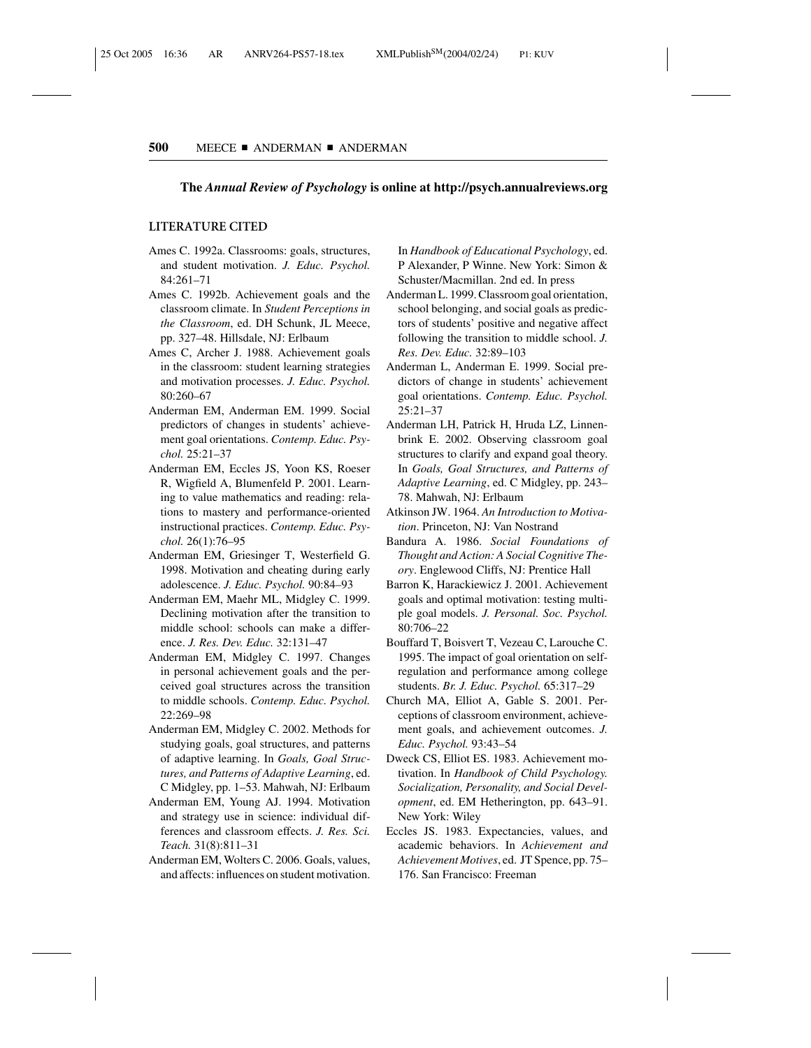**The *Annual Review of Psychology* is online at http://psych.annualreviews.org**

## LITERATURE CITED

Ames C. 1992a. Classrooms: goals, structures, and student motivation. *J. Educ. Psychol.* 84:261–71

Ames C. 1992b. Achievement goals and the classroom climate. In *Student Perceptions in the Classroom*, ed. DH Schunk, JL Meece, pp. 327–48. Hillsdale, NJ: Erlbaum

Ames C, Archer J. 1988. Achievement goals in the classroom: student learning strategies and motivation processes. *J. Educ. Psychol.* 80:260–67

Anderman EM, Anderman EM. 1999. Social predictors of changes in students' achievement goal orientations. *Contemp. Educ. Psychol.* 25:21–37

Anderman EM, Eccles JS, Yoon KS, Roeser R, Wigfield A, Blumenfeld P. 2001. Learning to value mathematics and reading: relations to mastery and performance-oriented instructional practices. *Contemp. Educ. Psychol.* 26(1):76–95

Anderman EM, Griesinger T, Westerfield G. 1998. Motivation and cheating during early adolescence. *J. Educ. Psychol.* 90:84–93

Anderman EM, Maehr ML, Midgley C. 1999. Declining motivation after the transition to middle school: schools can make a difference. *J. Res. Dev. Educ.* 32:131–47

Anderman EM, Midgley C. 1997. Changes in personal achievement goals and the perceived goal structures across the transition to middle schools. *Contemp. Educ. Psychol.* 22:269–98

Anderman EM, Midgley C. 2002. Methods for studying goals, goal structures, and patterns of adaptive learning. In *Goals, Goal Structures, and Patterns of Adaptive Learning*, ed. C Midgley, pp. 1–53. Mahwah, NJ: Erlbaum

Anderman EM, Young AJ. 1994. Motivation and strategy use in science: individual differences and classroom effects. *J. Res. Sci. Teach.* 31(8):811–31

Anderman EM, Wolters C. 2006. Goals, values, and affects: influences on student motivation. In *Handbook of Educational Psychology*, ed. P Alexander, P Winne. New York: Simon & Schuster/Macmillan. 2nd ed. In press

Anderman L. 1999. Classroom goal orientation, school belonging, and social goals as predictors of students' positive and negative affect following the transition to middle school. *J. Res. Dev. Educ.* 32:89–103

Anderman L, Anderman E. 1999. Social predictors of change in students' achievement goal orientations. *Contemp. Educ. Psychol.* 25:21–37

Anderman LH, Patrick H, Hruda LZ, Linnenbrink E. 2002. Observing classroom goal structures to clarify and expand goal theory. In *Goals, Goal Structures, and Patterns of Adaptive Learning*, ed. C Midgley, pp. 243–78. Mahwah, NJ: Erlbaum

Atkinson JW. 1964. *An Introduction to Motivation*. Princeton, NJ: Van Nostrand

Bandura A. 1986. *Social Foundations of Thought and Action: A Social Cognitive Theory*. Englewood Cliffs, NJ: Prentice Hall

Barron K, Harackiewicz J. 2001. Achievement goals and optimal motivation: testing multiple goal models. *J. Personal. Soc. Psychol.* 80:706–22

Bouffard T, Boisvert T, Vezeau C, Larouche C. 1995. The impact of goal orientation on self-regulation and performance among college students. *Br. J. Educ. Psychol.* 65:317–29

Church MA, Elliot A, Gable S. 2001. Perceptions of classroom environment, achievement goals, and achievement outcomes. *J. Educ. Psychol.* 93:43–54

Dweck CS, Elliot ES. 1983. Achievement motivation. In *Handbook of Child Psychology. Socialization, Personality, and Social Development*, ed. EM Hetherington, pp. 643–91. New York: Wiley

Eccles JS. 1983. Expectancies, values, and academic behaviors. In *Achievement and Achievement Motives*, ed. JT Spence, pp. 75–176. San Francisco: Freeman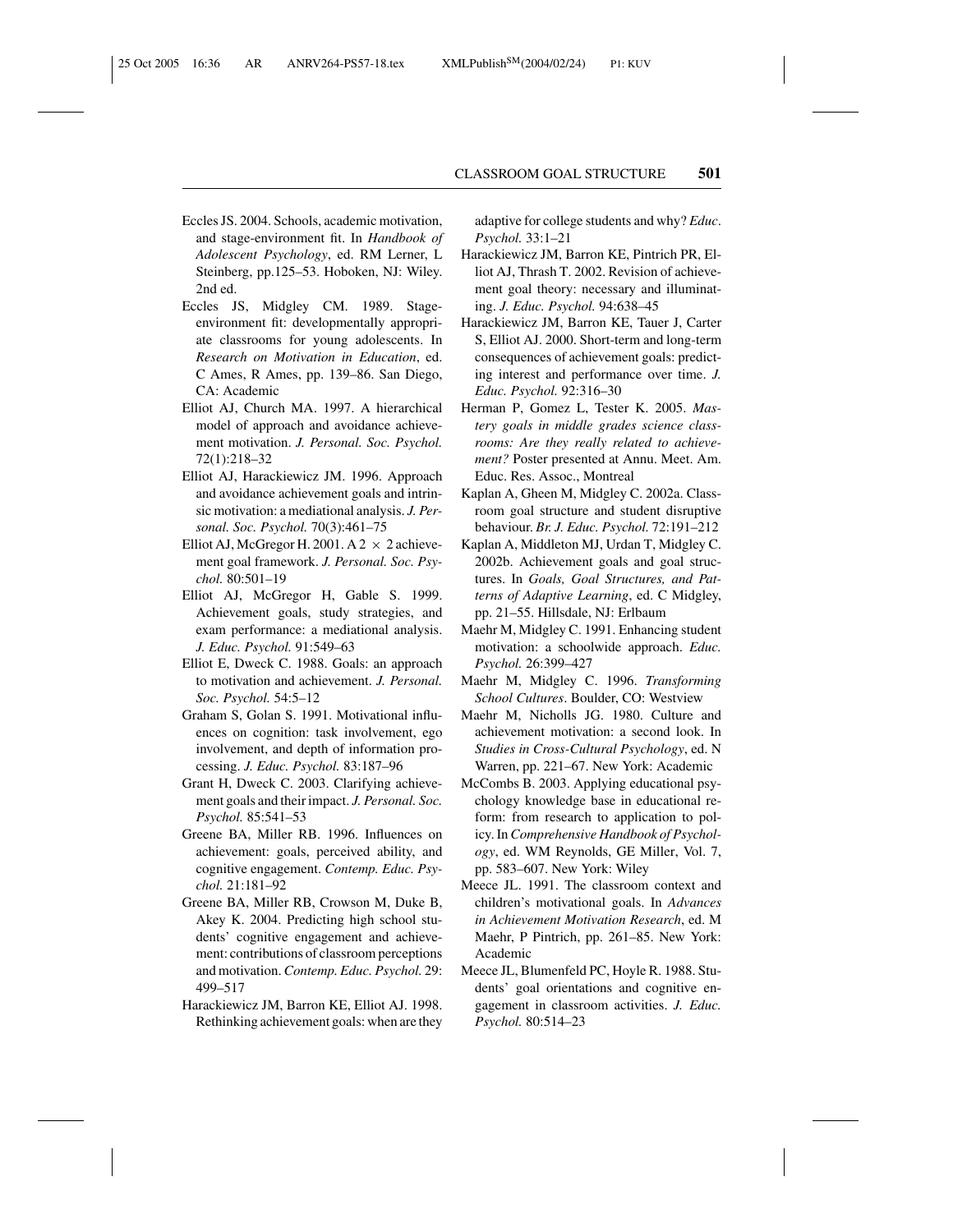Eccles JS. 2004. Schools, academic motivation, and stage-environment fit. In *Handbook of Adolescent Psychology*, ed. RM Lerner, L Steinberg, pp.125–53. Hoboken, NJ: Wiley. 2nd ed.

Eccles JS, Midgley CM. 1989. Stage-environment fit: developmentally appropriate classrooms for young adolescents. In *Research on Motivation in Education*, ed. C Ames, R Ames, pp. 139–86. San Diego, CA: Academic

Elliot AJ, Church MA. 1997. A hierarchical model of approach and avoidance achievement motivation. *J. Personal. Soc. Psychol.* 72(1):218–32

Elliot AJ, Harackiewicz JM. 1996. Approach and avoidance achievement goals and intrinsic motivation: a mediational analysis. *J. Personal. Soc. Psychol.* 70(3):461–75

Elliot AJ, McGregor H. 2001. A $2 \times 2$ achievement goal framework. *J. Personal. Soc. Psychol.* 80:501–19

Elliot AJ, McGregor H, Gable S. 1999. Achievement goals, study strategies, and exam performance: a mediational analysis. *J. Educ. Psychol.* 91:549–63

Elliot E, Dweck C. 1988. Goals: an approach to motivation and achievement. *J. Personal. Soc. Psychol.* 54:5–12

Graham S, Golan S. 1991. Motivational influences on cognition: task involvement, ego involvement, and depth of information processing. *J. Educ. Psychol.* 83:187–96

Grant H, Dweck C. 2003. Clarifying achievement goals and their impact. *J. Personal. Soc. Psychol.* 85:541–53

Greene BA, Miller RB. 1996. Influences on achievement: goals, perceived ability, and cognitive engagement. *Contemp. Educ. Psychol.* 21:181–92

Greene BA, Miller RB, Crowson M, Duke B, Akey K. 2004. Predicting high school students' cognitive engagement and achievement: contributions of classroom perceptions and motivation. *Contemp. Educ. Psychol.* 29: 499–517

Harackiewicz JM, Barron KE, Elliot AJ. 1998. Rethinking achievement goals: when are they adaptive for college students and why? *Educ. Psychol.* 33:1–21

Harackiewicz JM, Barron KE, Pintrich PR, Elliot AJ, Thrash T. 2002. Revision of achievement goal theory: necessary and illuminating. *J. Educ. Psychol.* 94:638–45

Harackiewicz JM, Barron KE, Tauer J, Carter S, Elliot AJ. 2000. Short-term and long-term consequences of achievement goals: predicting interest and performance over time. *J. Educ. Psychol.* 92:316–30

Herman P, Gomez L, Tester K. 2005. *Mastery goals in middle grades science classrooms: Are they really related to achievement?* Poster presented at Annu. Meet. Am. Educ. Res. Assoc., Montreal

Kaplan A, Gheen M, Midgley C. 2002a. Classroom goal structure and student disruptive behaviour. *Br. J. Educ. Psychol.* 72:191–212

Kaplan A, Middleton MJ, Urdan T, Midgley C. 2002b. Achievement goals and goal structures. In *Goals, Goal Structures, and Patterns of Adaptive Learning*, ed. C Midgley, pp. 21–55. Hillsdale, NJ: Erlbaum

Maehr M, Midgley C. 1991. Enhancing student motivation: a schoolwide approach. *Educ. Psychol.* 26:399–427

Maehr M, Midgley C. 1996. *Transforming School Cultures*. Boulder, CO: Westview

Maehr M, Nicholls JG. 1980. Culture and achievement motivation: a second look. In *Studies in Cross-Cultural Psychology*, ed. N Warren, pp. 221–67. New York: Academic

McCombs B. 2003. Applying educational psychology knowledge base in educational reform: from research to application to policy. In *Comprehensive Handbook of Psychology*, ed. WM Reynolds, GE Miller, Vol. 7, pp. 583–607. New York: Wiley

Meece JL. 1991. The classroom context and children's motivational goals. In *Advances in Achievement Motivation Research*, ed. M Maehr, P Pintrich, pp. 261–85. New York: Academic

Meece JL, Blumenfeld PC, Hoyle R. 1988. Students' goal orientations and cognitive engagement in classroom activities. *J. Educ. Psychol.* 80:514–23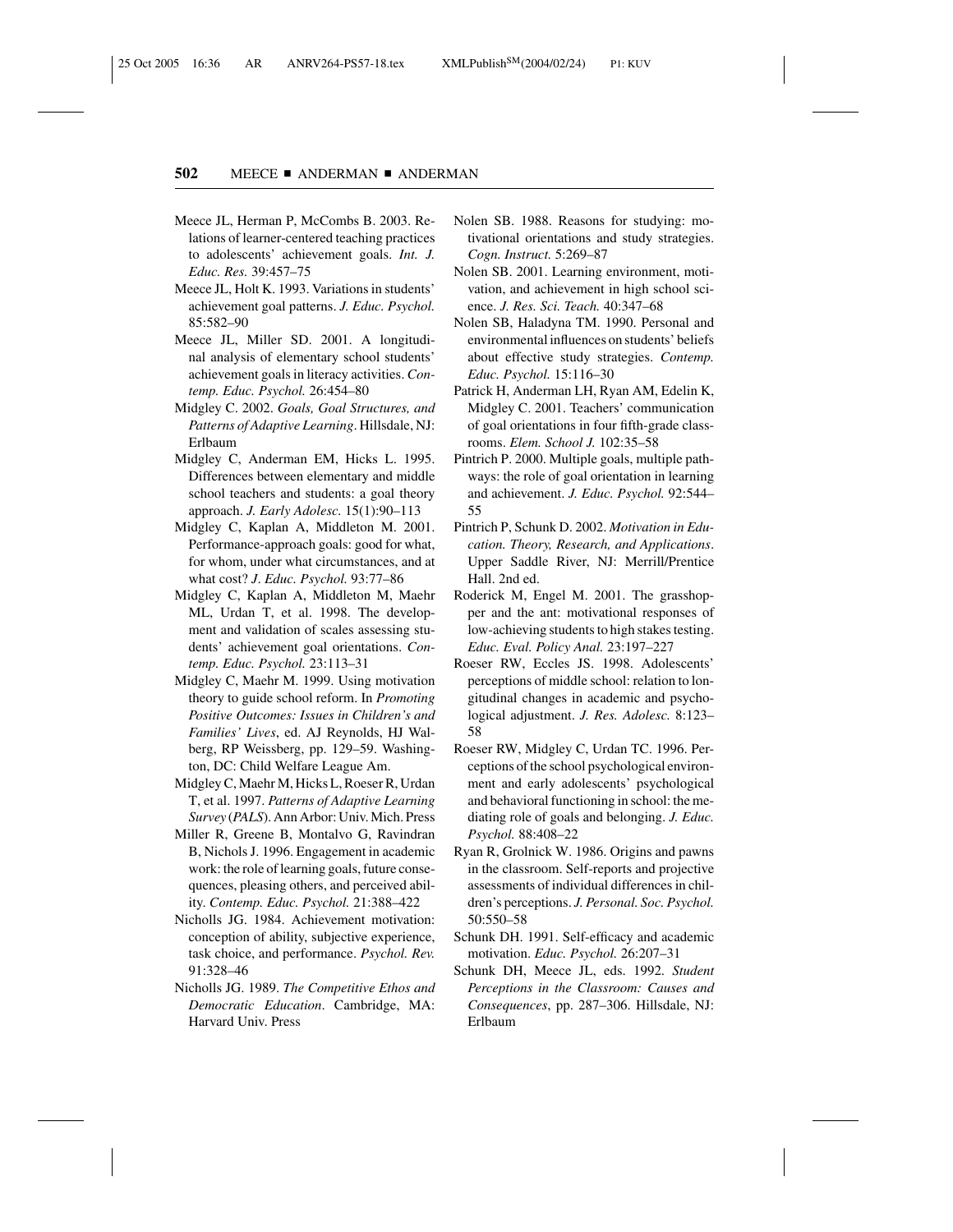Meece JL, Herman P, McCombs B. 2003. Relations of learner-centered teaching practices to adolescents' achievement goals. *Int. J. Educ. Res.* 39:457–75

Meece JL, Holt K. 1993. Variations in students' achievement goal patterns. *J. Educ. Psychol.* 85:582–90

Meece JL, Miller SD. 2001. A longitudinal analysis of elementary school students' achievement goals in literacy activities. *Contemp. Educ. Psychol.* 26:454–80

Midgley C. 2002. *Goals, Goal Structures, and Patterns of Adaptive Learning*. Hillsdale, NJ: Erlbaum

Midgley C, Anderman EM, Hicks L. 1995. Differences between elementary and middle school teachers and students: a goal theory approach. *J. Early Adolesc.* 15(1):90–113

Midgley C, Kaplan A, Middleton M. 2001. Performance-approach goals: good for what, for whom, under what circumstances, and at what cost? *J. Educ. Psychol.* 93:77–86

Midgley C, Kaplan A, Middleton M, Maehr ML, Urdan T, et al. 1998. The development and validation of scales assessing students' achievement goal orientations. *Contemp. Educ. Psychol.* 23:113–31

Midgley C, Maehr M. 1999. Using motivation theory to guide school reform. In *Promoting Positive Outcomes: Issues in Children's and Families' Lives*, ed. AJ Reynolds, HJ Walberg, RP Weissberg, pp. 129–59. Washington, DC: Child Welfare League Am.

Midgley C, Maehr M, Hicks L, Roeser R, Urdan T, et al. 1997. *Patterns of Adaptive Learning Survey* (*PALS*). Ann Arbor: Univ. Mich. Press

Miller R, Greene B, Montalvo G, Ravindran B, Nichols J. 1996. Engagement in academic work: the role of learning goals, future consequences, pleasing others, and perceived ability. *Contemp. Educ. Psychol.* 21:388–422

Nicholls JG. 1984. Achievement motivation: conception of ability, subjective experience, task choice, and performance. *Psychol. Rev.* 91:328–46

Nicholls JG. 1989. *The Competitive Ethos and Democratic Education*. Cambridge, MA: Harvard Univ. Press

Nolen SB. 1988. Reasons for studying: motivational orientations and study strategies. *Cogn. Instruct.* 5:269–87

Nolen SB. 2001. Learning environment, motivation, and achievement in high school science. *J. Res. Sci. Teach.* 40:347–68

Nolen SB, Haladyna TM. 1990. Personal and environmental influences on students' beliefs about effective study strategies. *Contemp. Educ. Psychol.* 15:116–30

Patrick H, Anderman LH, Ryan AM, Edelin K, Midgley C. 2001. Teachers' communication of goal orientations in four fifth-grade classrooms. *Elem. School J.* 102:35–58

Pintrich P. 2000. Multiple goals, multiple pathways: the role of goal orientation in learning and achievement. *J. Educ. Psychol.* 92:544–55

Pintrich P, Schunk D. 2002. *Motivation in Education. Theory, Research, and Applications*. Upper Saddle River, NJ: Merrill/Prentice Hall. 2nd ed.

Roderick M, Engel M. 2001. The grasshopper and the ant: motivational responses of low-achieving students to high stakes testing. *Educ. Eval. Policy Anal.* 23:197–227

Roeser RW, Eccles JS. 1998. Adolescents' perceptions of middle school: relation to longitudinal changes in academic and psychological adjustment. *J. Res. Adolesc.* 8:123–58

Roeser RW, Midgley C, Urdan TC. 1996. Perceptions of the school psychological environment and early adolescents' psychological and behavioral functioning in school: the mediating role of goals and belonging. *J. Educ. Psychol.* 88:408–22

Ryan R, Grolnick W. 1986. Origins and pawns in the classroom. Self-reports and projective assessments of individual differences in children's perceptions. *J. Personal. Soc. Psychol.* 50:550–58

Schunk DH. 1991. Self-efficacy and academic motivation. *Educ. Psychol.* 26:207–31

Schunk DH, Meece JL, eds. 1992. *Student Perceptions in the Classroom: Causes and Consequences*, pp. 287–306. Hillsdale, NJ: Erlbaum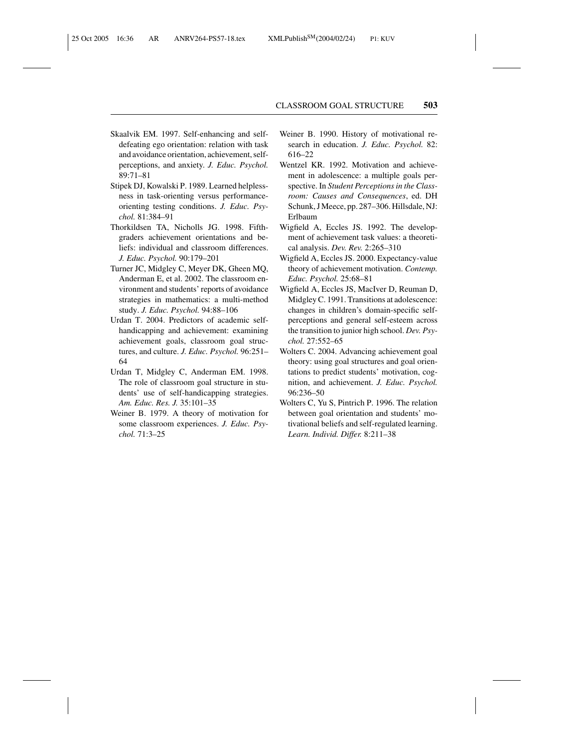Skaalvik EM. 1997. Self-enhancing and self-defeating ego orientation: relation with task and avoidance orientation, achievement, self-perceptions, and anxiety. *J. Educ. Psychol.* 89:71–81

Stipek DJ, Kowalski P. 1989. Learned helplessness in task-orienting versus performance-orienting testing conditions. *J. Educ. Psychol.* 81:384–91

Thorkildsen TA, Nicholls JG. 1998. Fifth-graders achievement orientations and beliefs: individual and classroom differences. *J. Educ. Psychol.* 90:179–201

Turner JC, Midgley C, Meyer DK, Gheen MQ, Anderman E, et al. 2002. The classroom environment and students' reports of avoidance strategies in mathematics: a multi-method study. *J. Educ. Psychol.* 94:88–106

Urdan T. 2004. Predictors of academic self-handicapping and achievement: examining achievement goals, classroom goal structures, and culture. *J. Educ. Psychol.* 96:251–64

Urdan T, Midgley C, Anderman EM. 1998. The role of classroom goal structure in students' use of self-handicapping strategies. *Am. Educ. Res. J.* 35:101–35

Weiner B. 1979. A theory of motivation for some classroom experiences. *J. Educ. Psychol.* 71:3–25

Weiner B. 1990. History of motivational research in education. *J. Educ. Psychol.* 82: 616–22

Wentzel KR. 1992. Motivation and achievement in adolescence: a multiple goals perspective. In *Student Perceptions in the Classroom: Causes and Consequences*, ed. DH Schunk, J Meece, pp. 287–306. Hillsdale, NJ: Erlbaum

Wigfield A, Eccles JS. 1992. The development of achievement task values: a theoretical analysis. *Dev. Rev.* 2:265–310

Wigfield A, Eccles JS. 2000. Expectancy-value theory of achievement motivation. *Contemp. Educ. Psychol.* 25:68–81

Wigfield A, Eccles JS, MacIver D, Reuman D, Midgley C. 1991. Transitions at adolescence: changes in children's domain-specific self-perceptions and general self-esteem across the transition to junior high school. *Dev. Psychol.* 27:552–65

Wolters C. 2004. Advancing achievement goal theory: using goal structures and goal orientations to predict students' motivation, cognition, and achievement. *J. Educ. Psychol.* 96:236–50

Wolters C, Yu S, Pintrich P. 1996. The relation between goal orientation and students' motivational beliefs and self-regulated learning. *Learn. Individ. Differ.* 8:211–38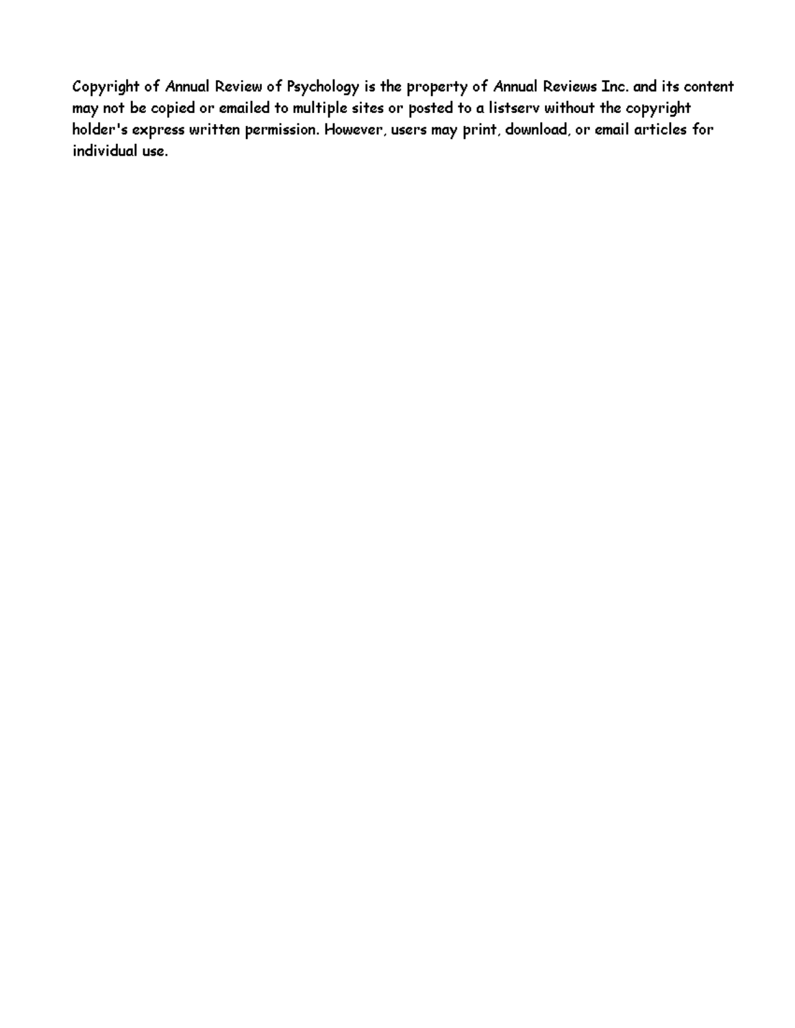Copyright of Annual Review of Psychology is the property of Annual Reviews Inc. and its content may not be copied or emailed to multiple sites or posted to a listserv without the copyright holder's express written permission. However, users may print, download, or email articles for individual use.